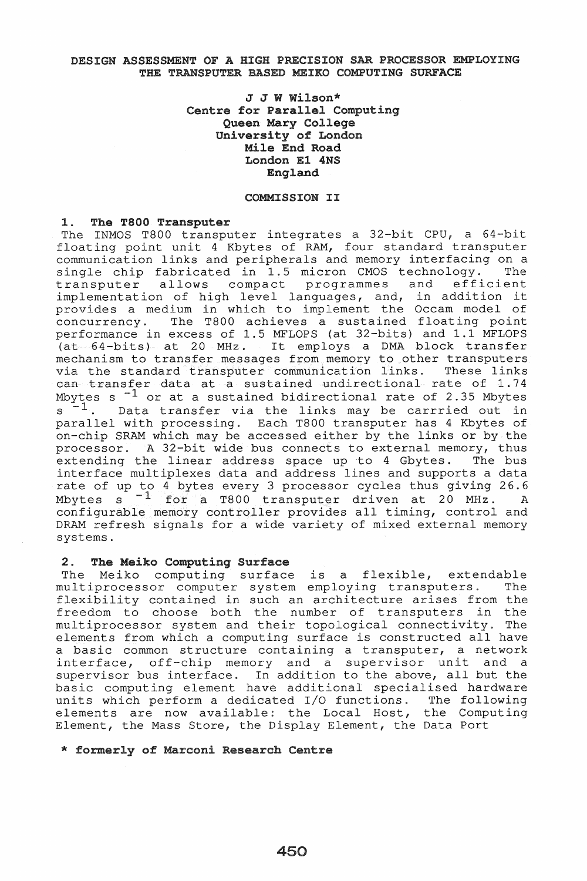# DESIGN ASSESSMENT OF A HIGH PRECISION SAR PROCESSOR EMPLOYING THE TRANSPUTER BASED MEIKO COMPUTING SURFACE

**J J W Wilson***
**Centre for Parallel Computing**
**Queen Mary College**
**University of London**
**Mile End Road**
**London E1 4NS**
**England**

**COMMISSION II**

## 1. The T800 Transputer

The INMOS T800 transputer integrates a 32-bit CPU, a 64-bit floating point unit 4 Kbytes of RAM, four standard transputer communication links and peripherals and memory interfacing on a single chip fabricated in 1.5 micron CMOS technology. The transputer allows compact programmes and efficient implementation of high level languages, and, in addition it provides a medium in which to implement the Occam model of concurrency. The T800 achieves a sustained floating point performance in excess of 1.5 MFLOPS (at 32-bits) and 1.1 MFLOPS (at 64-bits) at 20 MHz. It employs a DMA block transfer mechanism to transfer messages from memory to other transputers via the standard transputer communication links. These links can transfer data at a sustained undirectional rate of 1.74 Mbytes $s^{-1}$ or at a sustained bidirectional rate of 2.35 Mbytes $s^{-1}$. Data transfer via the links may be carrried out in parallel with processing. Each T800 transputer has 4 Kbytes of on-chip SRAM which may be accessed either by the links or by the processor. A 32-bit wide bus connects to external memory, thus extending the linear address space up to 4 Gbytes. The bus interface multiplexes data and address lines and supports a data rate of up to 4 bytes every 3 processor cycles thus giving 26.6 Mbytes $s^{-1}$ for a T800 transputer driven at 20 MHz. A configurable memory controller provides all timing, control and DRAM refresh signals for a wide variety of mixed external memory systems.

## 2. The Meiko Computing Surface

The Meiko computing surface is a flexible, extendable multiprocessor computer system employing transputers. The flexibility contained in such an architecture arises from the freedom to choose both the number of transputers in the multiprocessor system and their topological connectivity. The elements from which a computing surface is constructed all have a basic common structure containing a transputer, a network interface, off-chip memory and a supervisor unit and a supervisor bus interface. In addition to the above, all but the basic computing element have additional specialised hardware units which perform a dedicated I/O functions. The following elements are now available: the Local Host, the Computing Element, the Mass Store, the Display Element, the Data Port

**\* formerly of Marconi Research Centre**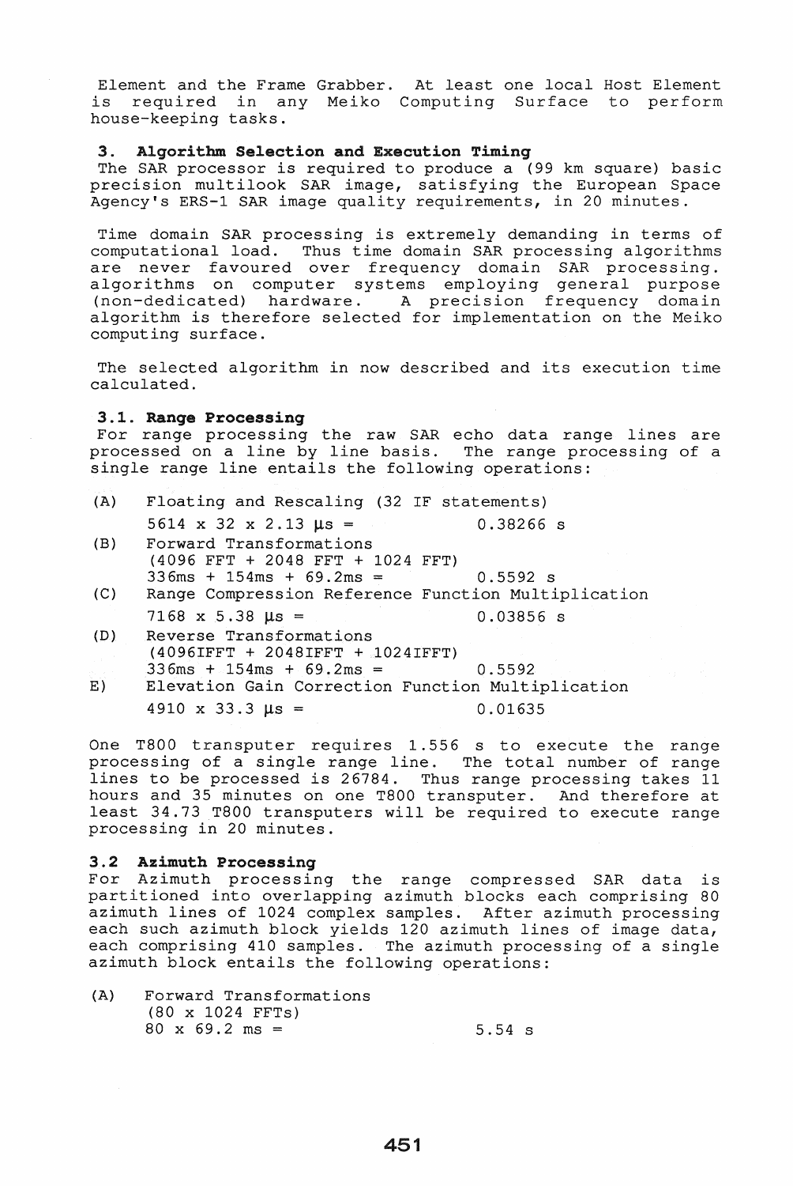Element and the Frame Grabber. At least one local Host Element is required in any Meiko Computing Surface to perform house-keeping tasks.

## 3. Algorithm Selection and Execution Timing

The SAR processor is required to produce a (99 km square) basic precision multilook SAR image, satisfying the European Space Agency's ERS-1 SAR image quality requirements, in 20 minutes.

Time domain SAR processing is extremely demanding in terms of computational load. Thus time domain SAR processing algorithms are never favoured over frequency domain SAR processing. algorithms on computer systems employing general purpose (non-dedicated) hardware. A precision frequency domain algorithm is therefore selected for implementation on the Meiko computing surface.

The selected algorithm in now described and its execution time calculated.

### 3.1. Range Processing

For range processing the raw SAR echo data range lines are processed on a line by line basis. The range processing of a single range line entails the following operations:

(A) Floating and Rescaling (32 IF statements)
 5614 x 32 x 2.13 µs = 0.38266 s

(B) Forward Transformations
 (4096 FFT + 2048 FFT + 1024 FFT)
 336ms + 154ms + 69.2ms = 0.5592 s

(C) Range Compression Reference Function Multiplication
 7168 x 5.38 µs = 0.03856 s

(D) Reverse Transformations
 (4096IFFT + 2048IFFT + 1024IFFT)
 336ms + 154ms + 69.2ms = 0.5592

E) Elevation Gain Correction Function Multiplication
 4910 x 33.3 µs = 0.01635

One T800 transputer requires 1.556 s to execute the range processing of a single range line. The total number of range lines to be processed is 26784. Thus range processing takes 11 hours and 35 minutes on one T800 transputer. And therefore at least 34.73 T800 transputers will be required to execute range processing in 20 minutes.

### 3.2 Azimuth Processing

For Azimuth processing the range compressed SAR data is partitioned into overlapping azimuth blocks each comprising 80 azimuth lines of 1024 complex samples. After azimuth processing each such azimuth block yields 120 azimuth lines of image data, each comprising 410 samples. The azimuth processing of a single azimuth block entails the following operations:

(A) Forward Transformations
 (80 x 1024 FFTs)
 80 x 69.2 ms = 5.54 s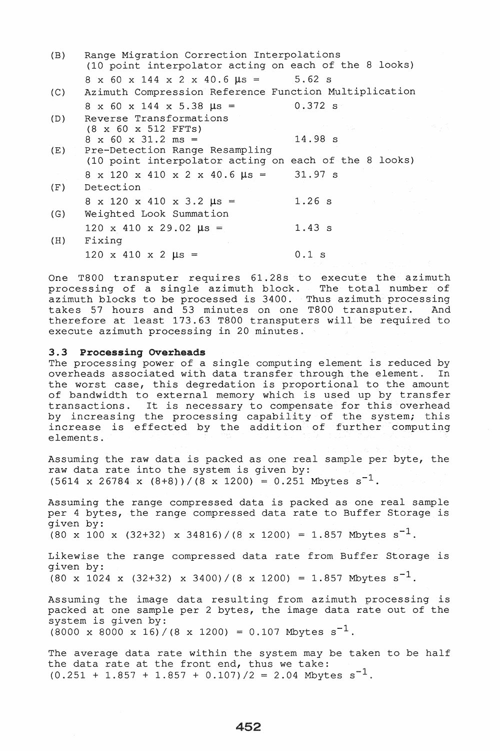(B) Range Migration Correction Interpolations
(10 point interpolator acting on each of the 8 looks)

$8 \times 60 \times 144 \times 2 \times 40.6\ \mu s =$ 5.62 s

(C) Azimuth Compression Reference Function Multiplication

$8 \times 60 \times 144 \times 5.38\ \mu s =$ 0.372 s

(D) Reverse Transformations
(8 x 60 x 512 FFTs)

$8 \times 60 \times 31.2\ ms =$ 14.98 s

(E) Pre-Detection Range Resampling
(10 point interpolator acting on each of the 8 looks)

$8 \times 120 \times 410 \times 2 \times 40.6\ \mu s =$ 31.97 s

(F) Detection

$8 \times 120 \times 410 \times 3.2\ \mu s =$ 1.26 s

(G) Weighted Look Summation

$120 \times 410 \times 29.02\ \mu s =$ 1.43 s

(H) Fixing

$120 \times 410 \times 2\ \mu s =$ 0.1 s

One T800 transputer requires 61.28s to execute the azimuth processing of a single azimuth block. The total number of azimuth blocks to be processed is 3400. Thus azimuth processing takes 57 hours and 53 minutes on one T800 transputer. And therefore at least 173.63 T800 transputers will be required to execute azimuth processing in 20 minutes.

### 3.3 Processing Overheads

The processing power of a single computing element is reduced by overheads associated with data transfer through the element. In the worst case, this degredation is proportional to the amount of bandwidth to external memory which is used up by transfer transactions. It is necessary to compensate for this overhead by increasing the processing capability of the system; this increase is effected by the addition of further computing elements.

Assuming the raw data is packed as one real sample per byte, the raw data rate into the system is given by:
$(5614 \times 26784 \times (8+8))/(8 \times 1200) = 0.251$ Mbytes $s^{-1}$.

Assuming the range compressed data is packed as one real sample per 4 bytes, the range compressed data rate to Buffer Storage is given by:
$(80 \times 100 \times (32+32) \times 34816)/(8 \times 1200) = 1.857$ Mbytes $s^{-1}$.

Likewise the range compressed data rate from Buffer Storage is given by:
$(80 \times 1024 \times (32+32) \times 3400)/(8 \times 1200) = 1.857$ Mbytes $s^{-1}$.

Assuming the image data resulting from azimuth processing is packed at one sample per 2 bytes, the image data rate out of the system is given by:
$(8000 \times 8000 \times 16)/(8 \times 1200) = 0.107$ Mbytes $s^{-1}$.

The average data rate within the system may be taken to be half the data rate at the front end, thus we take:
$(0.251 + 1.857 + 1.857 + 0.107)/2 = 2.04$ Mbytes $s^{-1}$.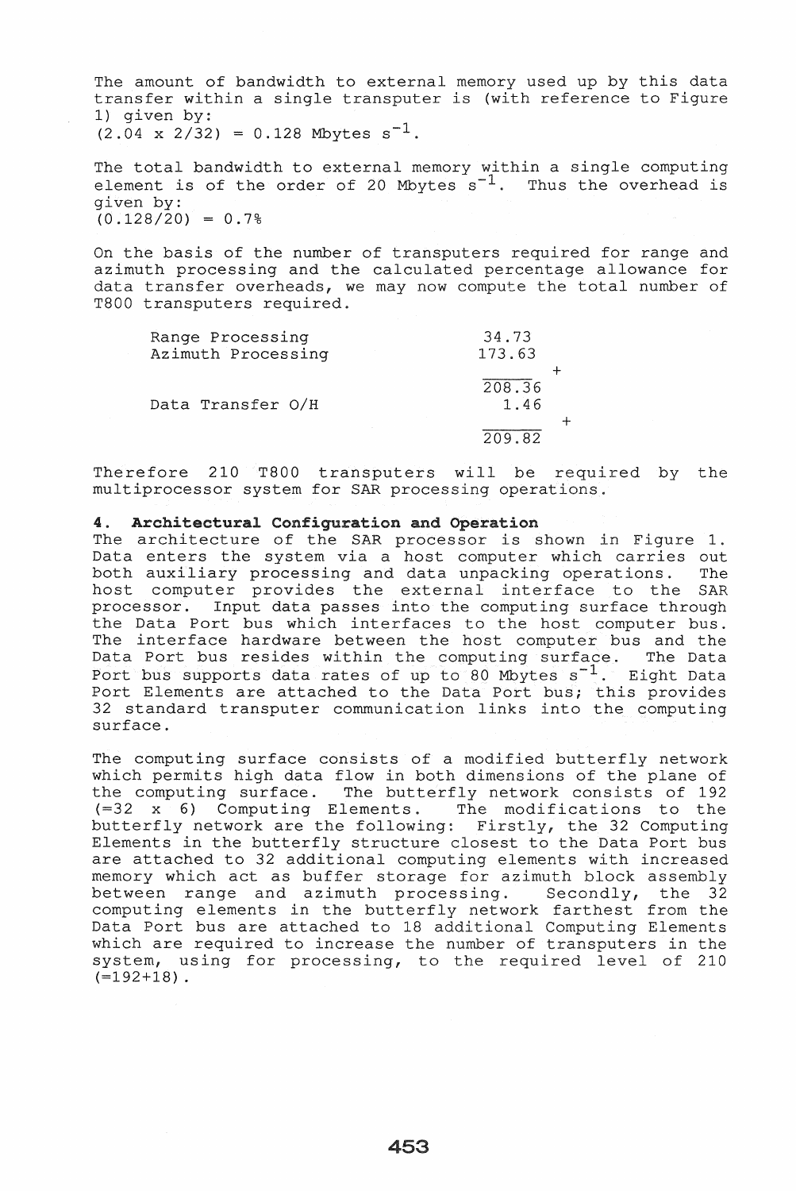The amount of bandwidth to external memory used up by this data transfer within a single transputer is (with reference to Figure 1) given by:
$(2.04 \times 2/32) = 0.128$ Mbytes $s^{-1}$.

The total bandwidth to external memory within a single computing element is of the order of 20 Mbytes $s^{-1}$. Thus the overhead is given by:
$(0.128/20) = 0.7\%$

On the basis of the number of transputers required for range and azimuth processing and the calculated percentage allowance for data transfer overheads, we may now compute the total number of T800 transputers required.

| | |
|---|---|
| Range Processing | 34.73 |
| Azimuth Processing | 173.63 |
| | 208.36 |
| Data Transfer O/H | 1.46 |
| | 209.82 |

Therefore 210 T800 transputers will be required by the multiprocessor system for SAR processing operations.

## 4. Architectural Configuration and Operation

The architecture of the SAR processor is shown in Figure 1. Data enters the system via a host computer which carries out both auxiliary processing and data unpacking operations. The host computer provides the external interface to the SAR processor. Input data passes into the computing surface through the Data Port bus which interfaces to the host computer bus. The interface hardware between the host computer bus and the Data Port bus resides within the computing surface. The Data Port bus supports data rates of up to 80 Mbytes $s^{-1}$. Eight Data Port Elements are attached to the Data Port bus; this provides 32 standard transputer communication links into the computing surface.

The computing surface consists of a modified butterfly network which permits high data flow in both dimensions of the plane of the computing surface. The butterfly network consists of 192 ($=32 \times 6$) Computing Elements. The modifications to the butterfly network are the following: Firstly, the 32 Computing Elements in the butterfly structure closest to the Data Port bus are attached to 32 additional computing elements with increased memory which act as buffer storage for azimuth block assembly between range and azimuth processing. Secondly, the 32 computing elements in the butterfly network farthest from the Data Port bus are attached to 18 additional Computing Elements which are required to increase the number of transputers in the system, using for processing, to the required level of 210 ($=192+18$).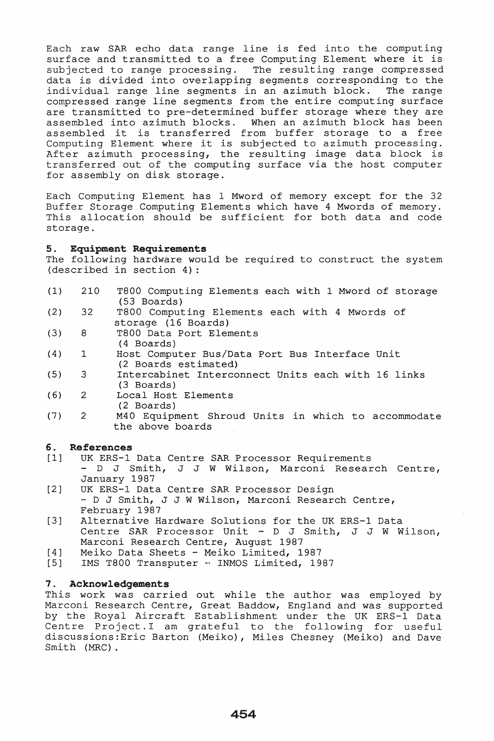Each raw SAR echo data range line is fed into the computing surface and transmitted to a free Computing Element where it is subjected to range processing. The resulting range compressed data is divided into overlapping segments corresponding to the individual range line segments in an azimuth block. The range compressed range line segments from the entire computing surface are transmitted to pre-determined buffer storage where they are assembled into azimuth blocks. When an azimuth block has been assembled it is transferred from buffer storage to a free Computing Element where it is subjected to azimuth processing. After azimuth processing, the resulting image data block is transferred out of the computing surface via the host computer for assembly on disk storage.

Each Computing Element has 1 Mword of memory except for the 32 Buffer Storage Computing Elements which have 4 Mwords of memory. This allocation should be sufficient for both data and code storage.

## 5. Equipment Requirements

The following hardware would be required to construct the system (described in section 4):

(1) 210 T800 Computing Elements each with 1 Mword of storage (53 Boards)
(2) 32 T800 Computing Elements each with 4 Mwords of storage (16 Boards)
(3) 8 T800 Data Port Elements (4 Boards)
(4) 1 Host Computer Bus/Data Port Bus Interface Unit (2 Boards estimated)
(5) 3 Intercabinet Interconnect Units each with 16 links (3 Boards)
(6) 2 Local Host Elements (2 Boards)
(7) 2 M40 Equipment Shroud Units in which to accommodate the above boards

## 6. References

[1] UK ERS-1 Data Centre SAR Processor Requirements - D J Smith, J J W Wilson, Marconi Research Centre, January 1987
[2] UK ERS-1 Data Centre SAR Processor Design - D J Smith, J J W Wilson, Marconi Research Centre, February 1987
[3] Alternative Hardware Solutions for the UK ERS-1 Data Centre SAR Processor Unit - D J Smith, J J W Wilson, Marconi Research Centre, August 1987
[4] Meiko Data Sheets - Meiko Limited, 1987
[5] IMS T800 Transputer - INMOS Limited, 1987

## 7. Acknowledgements

This work was carried out while the author was employed by Marconi Research Centre, Great Baddow, England and was supported by the Royal Aircraft Establishment under the UK ERS-1 Data Centre Project.I am grateful to the following for useful discussions:Eric Barton (Meiko), Miles Chesney (Meiko) and Dave Smith (MRC).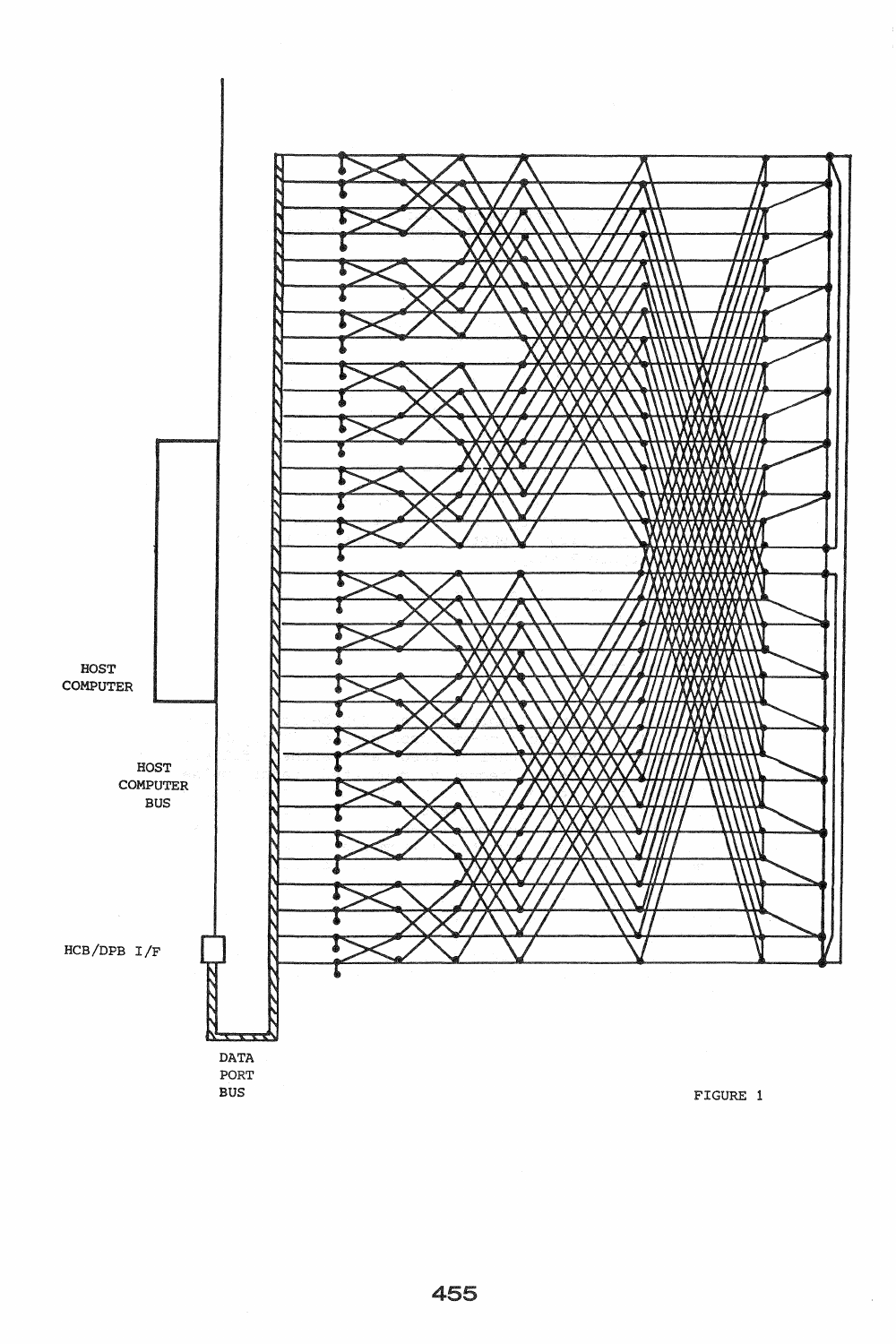HOST COMPUTER

HOST COMPUTER BUS

HCB/DPB I/F

DATA PORT BUS

FIGURE 1